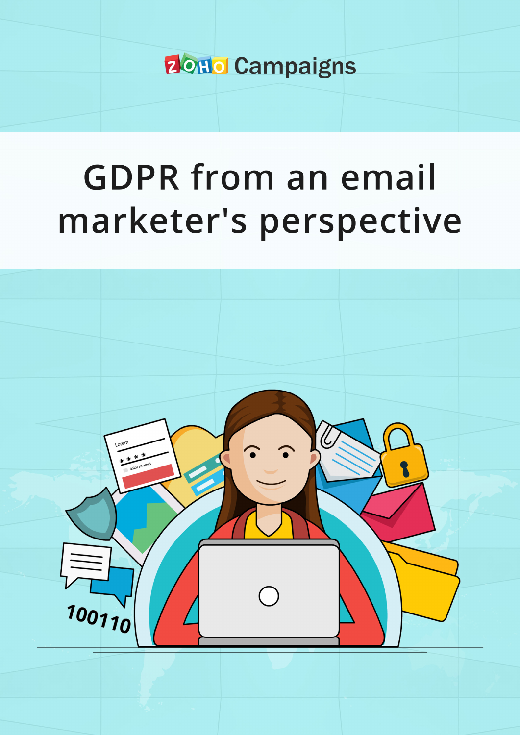ZOHO Campaigns

# GDPR from an email marketer's perspective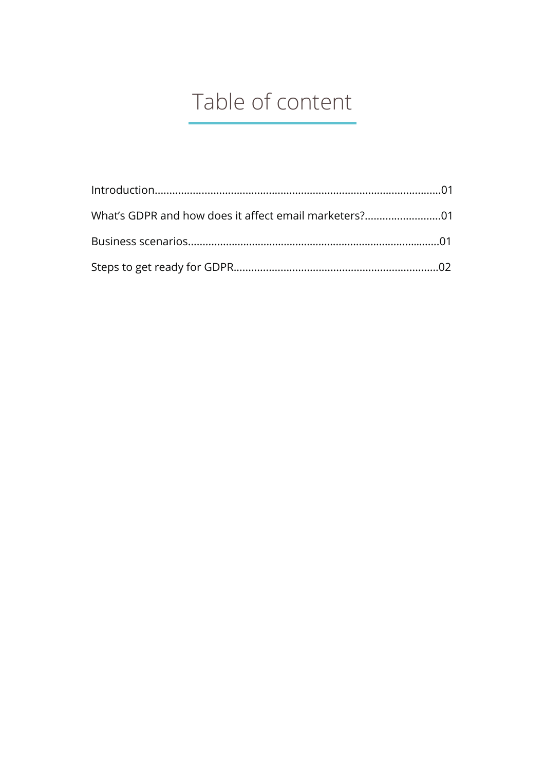# Table of content

Introduction..................................................................................................01

What's GDPR and how does it affect email marketers?..........................01

Business scenarios......................................................................................01

Steps to get ready for GDPR.....................................................................02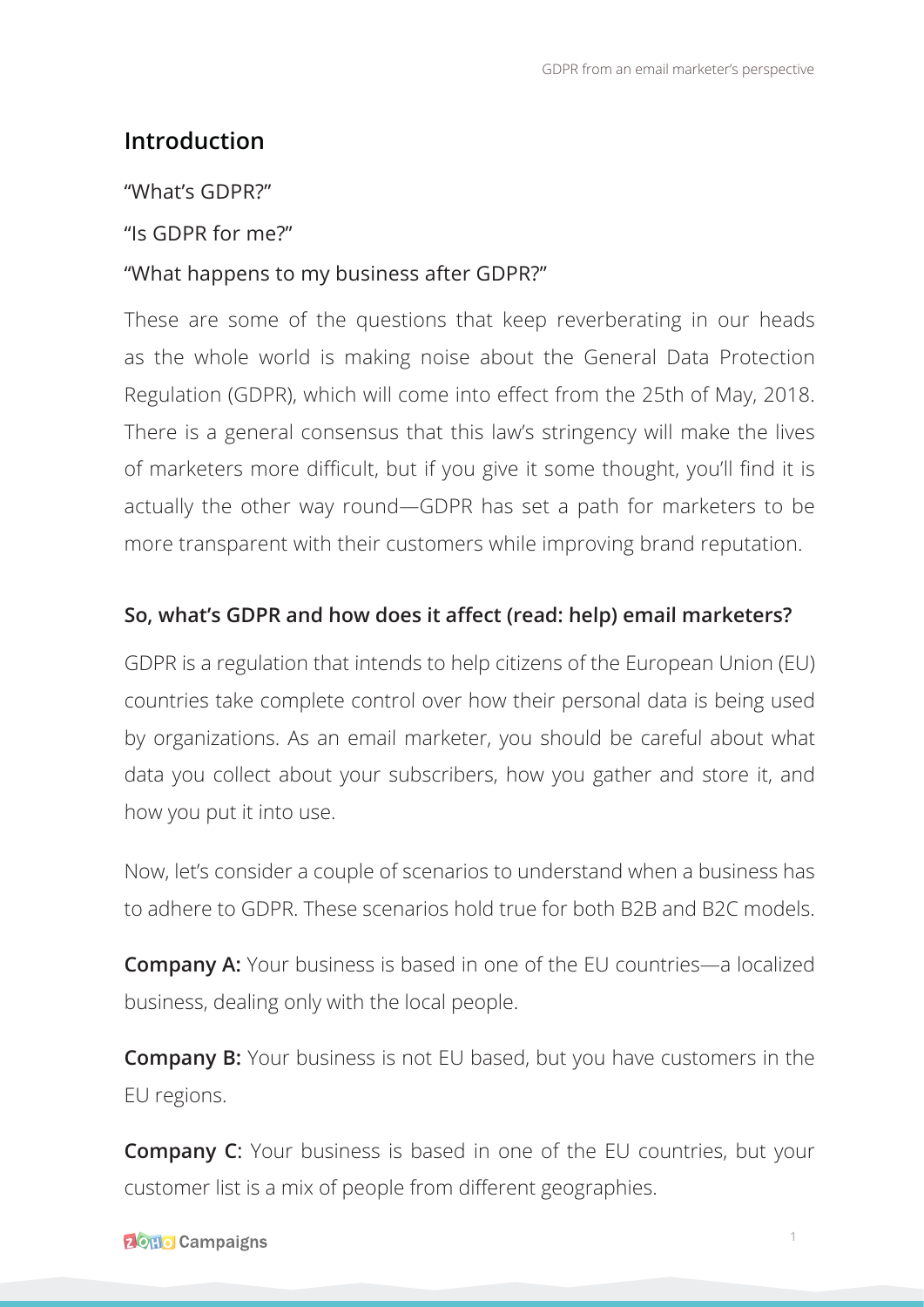## Introduction

"What's GDPR?"

"Is GDPR for me?"

"What happens to my business after GDPR?"

These are some of the questions that keep reverberating in our heads as the whole world is making noise about the General Data Protection Regulation (GDPR), which will come into effect from the 25th of May, 2018. There is a general consensus that this law's stringency will make the lives of marketers more difficult, but if you give it some thought, you'll find it is actually the other way round—GDPR has set a path for marketers to be more transparent with their customers while improving brand reputation.

### So, what's GDPR and how does it affect (read: help) email marketers?

GDPR is a regulation that intends to help citizens of the European Union (EU) countries take complete control over how their personal data is being used by organizations. As an email marketer, you should be careful about what data you collect about your subscribers, how you gather and store it, and how you put it into use.

Now, let's consider a couple of scenarios to understand when a business has to adhere to GDPR. These scenarios hold true for both B2B and B2C models.

**Company A:** Your business is based in one of the EU countries—a localized business, dealing only with the local people.

**Company B:** Your business is not EU based, but you have customers in the EU regions.

**Company C**: Your business is based in one of the EU countries, but your customer list is a mix of people from different geographies.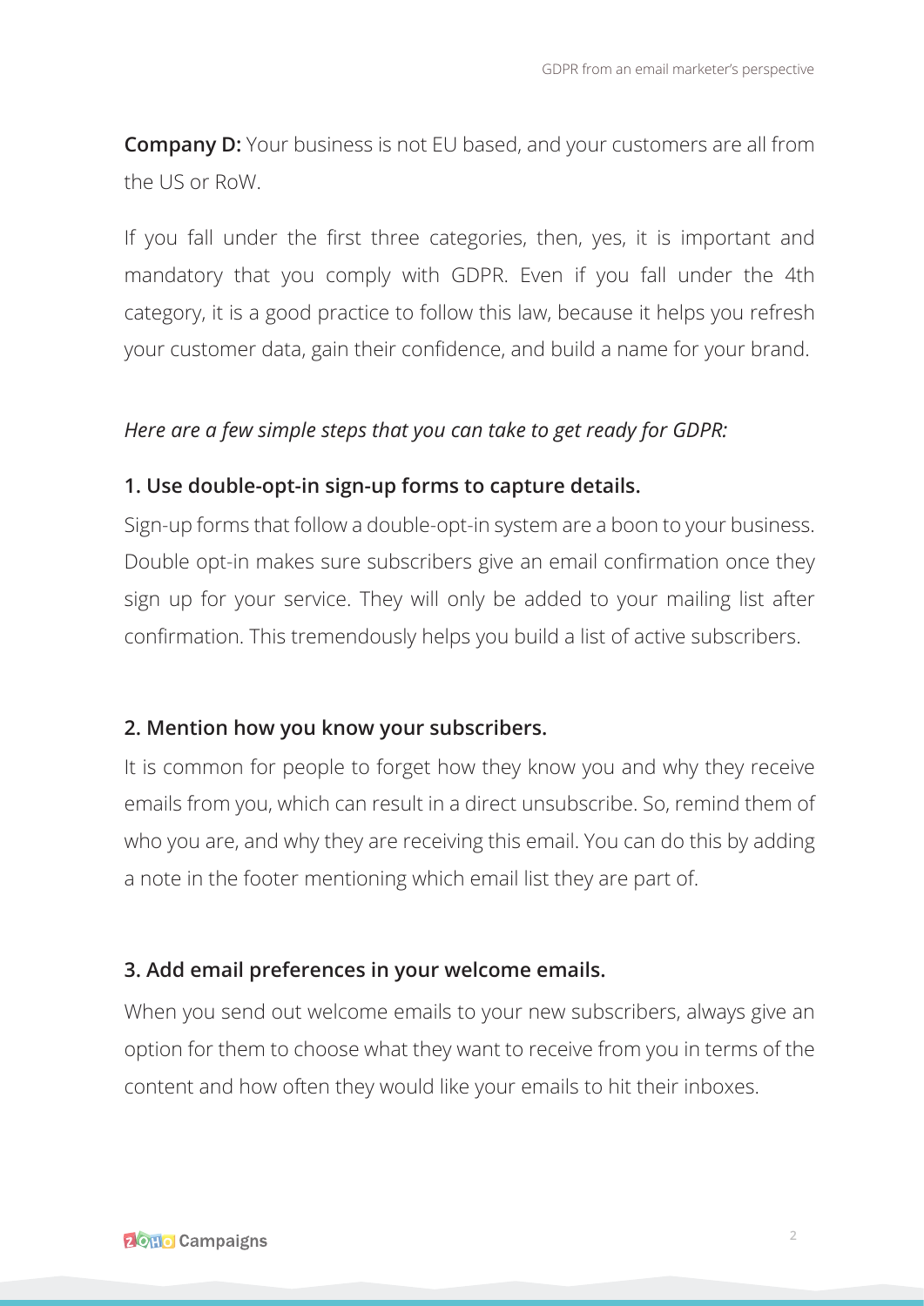**Company D:** Your business is not EU based, and your customers are all from the US or RoW.

If you fall under the first three categories, then, yes, it is important and mandatory that you comply with GDPR. Even if you fall under the 4th category, it is a good practice to follow this law, because it helps you refresh your customer data, gain their confidence, and build a name for your brand.

*Here are a few simple steps that you can take to get ready for GDPR:*

### 1. Use double-opt-in sign-up forms to capture details.

Sign-up forms that follow a double-opt-in system are a boon to your business. Double opt-in makes sure subscribers give an email confirmation once they sign up for your service. They will only be added to your mailing list after confirmation. This tremendously helps you build a list of active subscribers.

### 2. Mention how you know your subscribers.

It is common for people to forget how they know you and why they receive emails from you, which can result in a direct unsubscribe. So, remind them of who you are, and why they are receiving this email. You can do this by adding a note in the footer mentioning which email list they are part of.

### 3. Add email preferences in your welcome emails.

When you send out welcome emails to your new subscribers, always give an option for them to choose what they want to receive from you in terms of the content and how often they would like your emails to hit their inboxes.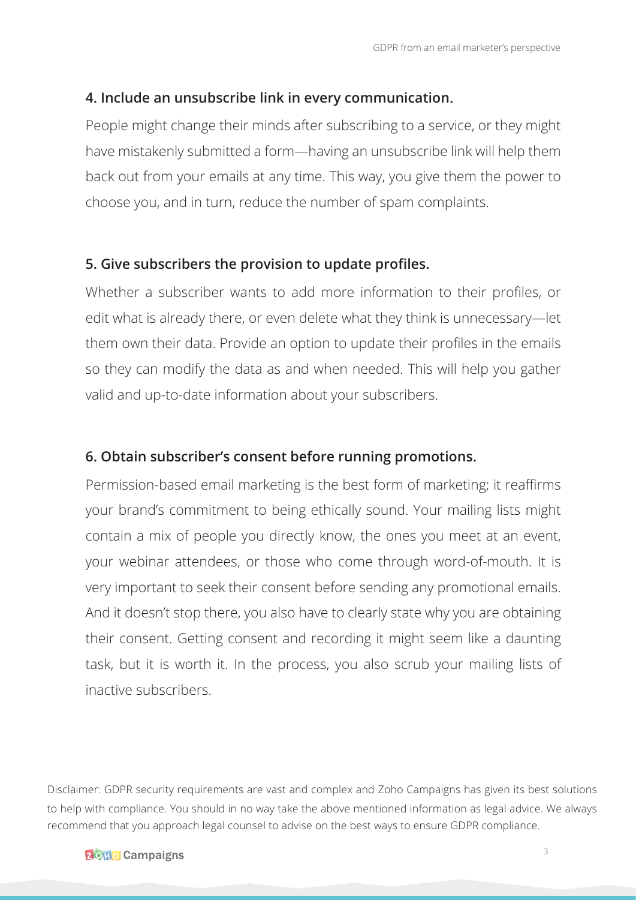### 4. Include an unsubscribe link in every communication.

People might change their minds after subscribing to a service, or they might have mistakenly submitted a form—having an unsubscribe link will help them back out from your emails at any time. This way, you give them the power to choose you, and in turn, reduce the number of spam complaints.

### 5. Give subscribers the provision to update profiles.

Whether a subscriber wants to add more information to their profiles, or edit what is already there, or even delete what they think is unnecessary—let them own their data. Provide an option to update their profiles in the emails so they can modify the data as and when needed. This will help you gather valid and up-to-date information about your subscribers.

### 6. Obtain subscriber's consent before running promotions.

Permission-based email marketing is the best form of marketing; it reaffirms your brand's commitment to being ethically sound. Your mailing lists might contain a mix of people you directly know, the ones you meet at an event, your webinar attendees, or those who come through word-of-mouth. It is very important to seek their consent before sending any promotional emails. And it doesn't stop there, you also have to clearly state why you are obtaining their consent. Getting consent and recording it might seem like a daunting task, but it is worth it. In the process, you also scrub your mailing lists of inactive subscribers.

Disclaimer: GDPR security requirements are vast and complex and Zoho Campaigns has given its best solutions to help with compliance. You should in no way take the above mentioned information as legal advice. We always recommend that you approach legal counsel to advise on the best ways to ensure GDPR compliance.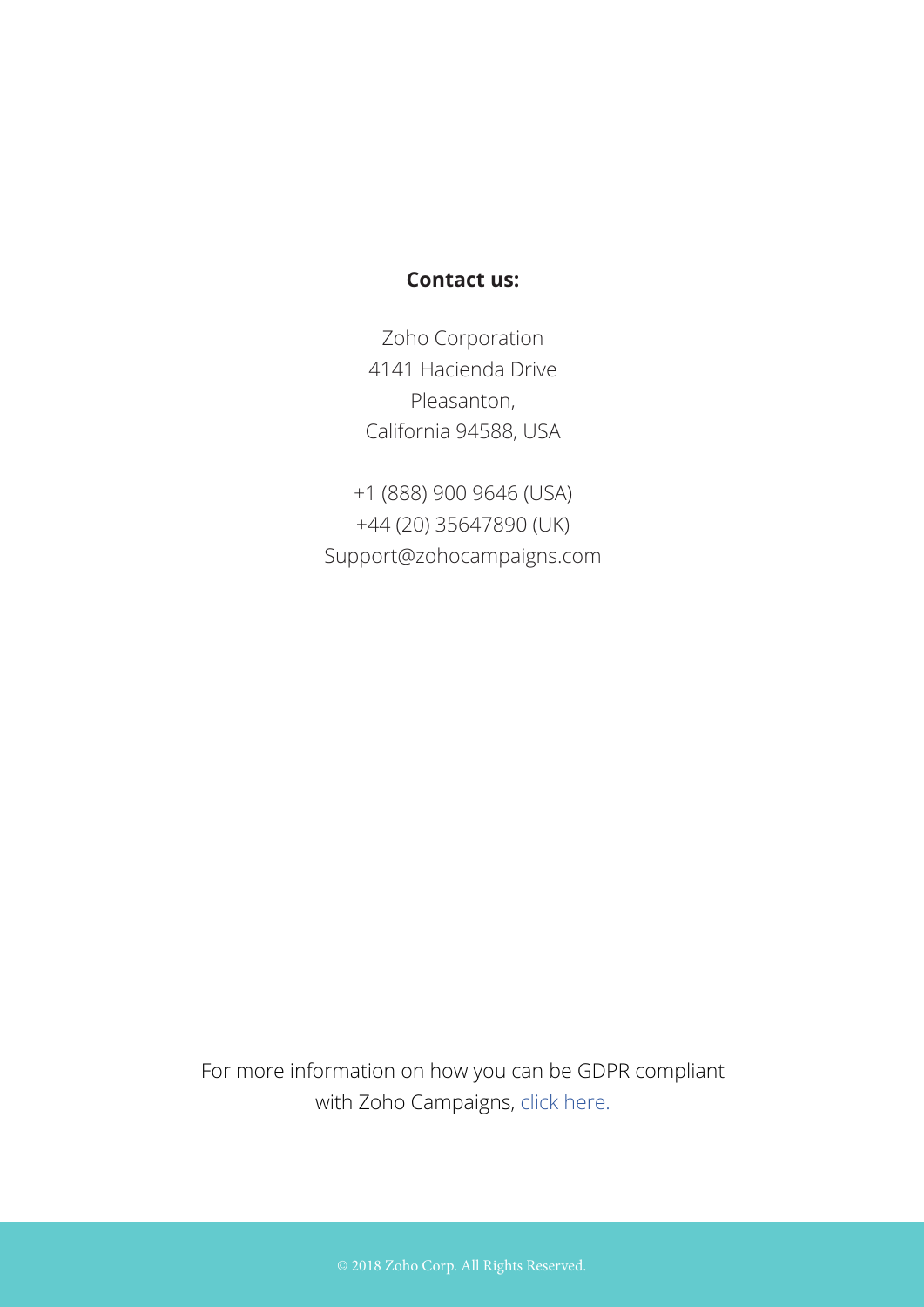**Contact us:**

Zoho Corporation
4141 Hacienda Drive
Pleasanton,
California 94588, USA

+1 (888) 900 9646 (USA)
+44 (20) 35647890 (UK)
Support@zohocampaigns.com

For more information on how you can be GDPR compliant with Zoho Campaigns, click here.

© 2018 Zoho Corp. All Rights Reserved.